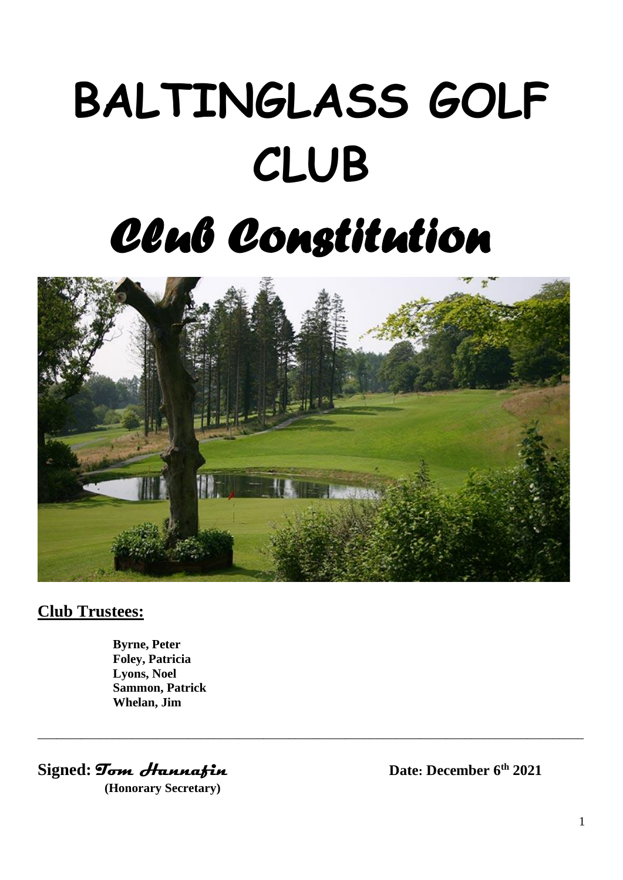# BALTINGLASS GOLF CLUB

# *Club Constitution*

**Club Trustees:**

**Byrne, Peter**
**Foley, Patricia**
**Lyons, Noel**
**Sammon, Patrick**
**Whelan, Jim**

---

**Signed:** *Tom Hannafin*
**(Honorary Secretary)**

**Date: December 6th 2021**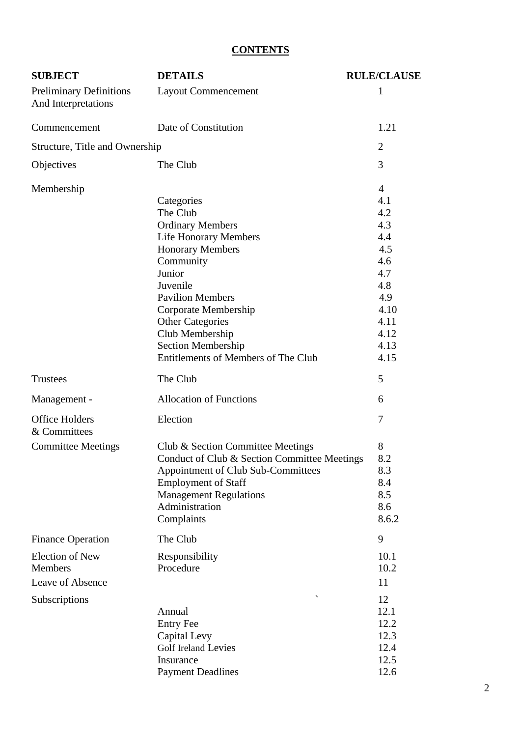**CONTENTS**

| SUBJECT | DETAILS | RULE/CLAUSE |
|---|---|---|
| Preliminary Definitions And Interpretations | Layout Commencement | 1 |
| Commencement | Date of Constitution | 1.21 |
| Structure, Title and Ownership | | 2 |
| Objectives | The Club | 3 |
| Membership | | 4 |
| | Categories | 4.1 |
| | The Club | 4.2 |
| | Ordinary Members | 4.3 |
| | Life Honorary Members | 4.4 |
| | Honorary Members | 4.5 |
| | Community | 4.6 |
| | Junior | 4.7 |
| | Juvenile | 4.8 |
| | Pavilion Members | 4.9 |
| | Corporate Membership | 4.10 |
| | Other Categories | 4.11 |
| | Club Membership | 4.12 |
| | Section Membership | 4.13 |
| | Entitlements of Members of The Club | 4.15 |
| Trustees | The Club | 5 |
| Management - | Allocation of Functions | 6 |
| Office Holders & Committees | Election | 7 |
| Committee Meetings | Club & Section Committee Meetings | 8 |
| | Conduct of Club & Section Committee Meetings | 8.2 |
| | Appointment of Club Sub-Committees | 8.3 |
| | Employment of Staff | 8.4 |
| | Management Regulations | 8.5 |
| | Administration | 8.6 |
| | Complaints | 8.6.2 |
| Finance Operation | The Club | 9 |
| Election of New Members | Responsibility | 10.1 |
| | Procedure | 10.2 |
| Leave of Absence | | 11 |
| Subscriptions | | 12 |
| | Annual | 12.1 |
| | Entry Fee | 12.2 |
| | Capital Levy | 12.3 |
| | Golf Ireland Levies | 12.4 |
| | Insurance | 12.5 |
| | Payment Deadlines | 12.6 |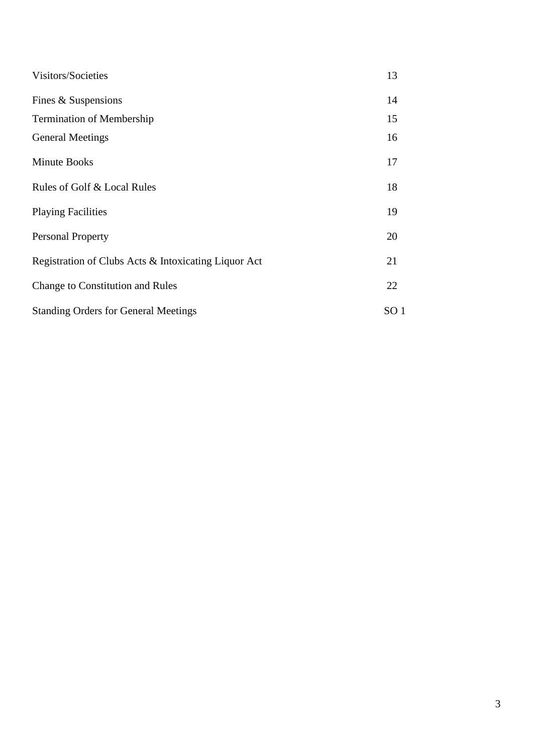| | |
|---|---|
| Visitors/Societies | 13 |
| Fines & Suspensions | 14 |
| Termination of Membership | 15 |
| General Meetings | 16 |
| Minute Books | 17 |
| Rules of Golf & Local Rules | 18 |
| Playing Facilities | 19 |
| Personal Property | 20 |
| Registration of Clubs Acts & Intoxicating Liquor Act | 21 |
| Change to Constitution and Rules | 22 |
| Standing Orders for General Meetings | SO 1 |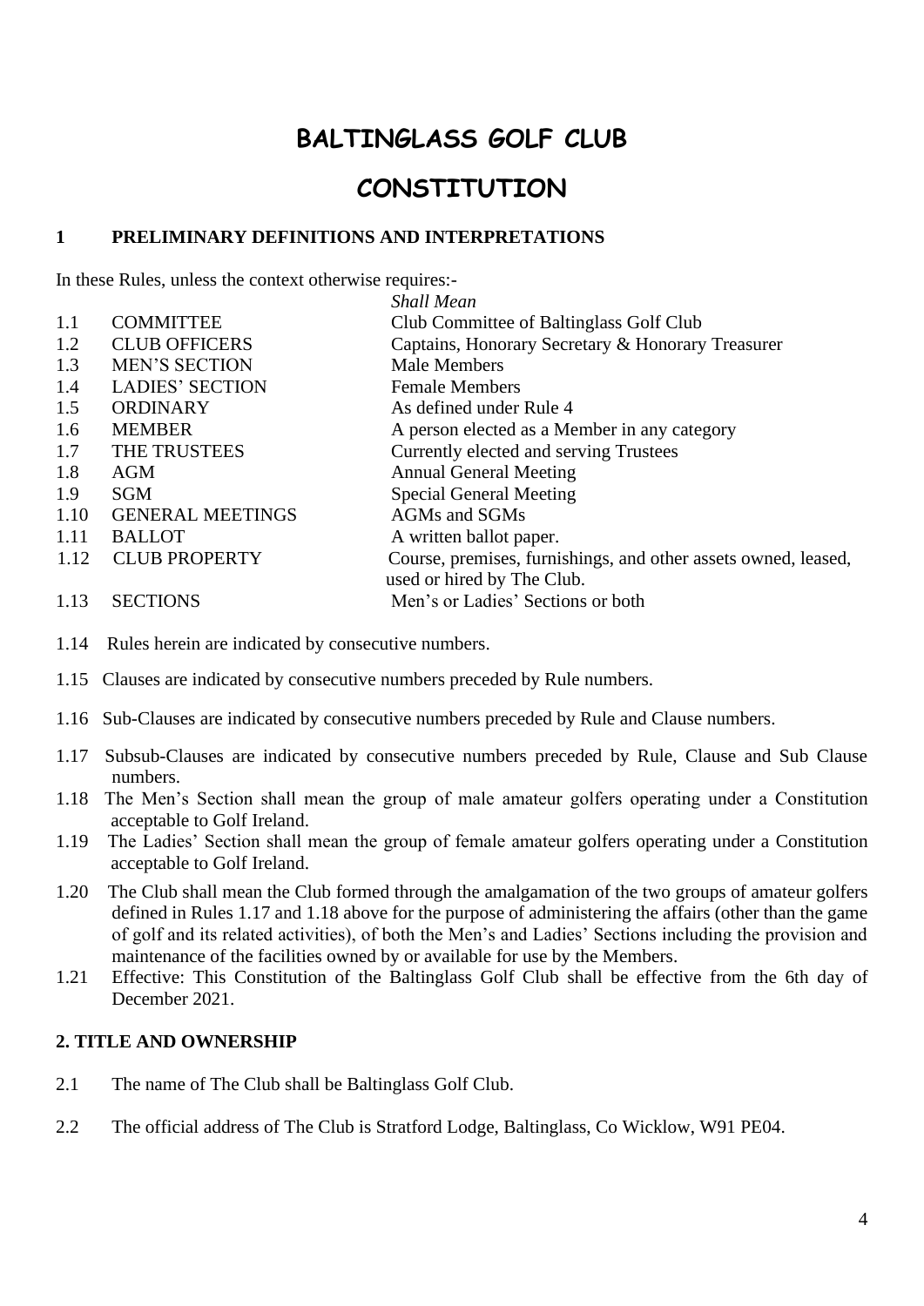# BALTINGLASS GOLF CLUB

# CONSTITUTION

## 1 PRELIMINARY DEFINITIONS AND INTERPRETATIONS

In these Rules, unless the context otherwise requires:-

| | | *Shall Mean* |
|---|---|---|
| 1.1 | COMMITTEE | Club Committee of Baltinglass Golf Club |
| 1.2 | CLUB OFFICERS | Captains, Honorary Secretary & Honorary Treasurer |
| 1.3 | MEN'S SECTION | Male Members |
| 1.4 | LADIES' SECTION | Female Members |
| 1.5 | ORDINARY | As defined under Rule 4 |
| 1.6 | MEMBER | A person elected as a Member in any category |
| 1.7 | THE TRUSTEES | Currently elected and serving Trustees |
| 1.8 | AGM | Annual General Meeting |
| 1.9 | SGM | Special General Meeting |
| 1.10 | GENERAL MEETINGS | AGMs and SGMs |
| 1.11 | BALLOT | A written ballot paper. |
| 1.12 | CLUB PROPERTY | Course, premises, furnishings, and other assets owned, leased, used or hired by The Club. |
| 1.13 | SECTIONS | Men's or Ladies' Sections or both |

1.14 Rules herein are indicated by consecutive numbers.

1.15 Clauses are indicated by consecutive numbers preceded by Rule numbers.

1.16 Sub-Clauses are indicated by consecutive numbers preceded by Rule and Clause numbers.

1.17 Subsub-Clauses are indicated by consecutive numbers preceded by Rule, Clause and Sub Clause numbers.

1.18 The Men's Section shall mean the group of male amateur golfers operating under a Constitution acceptable to Golf Ireland.

1.19 The Ladies' Section shall mean the group of female amateur golfers operating under a Constitution acceptable to Golf Ireland.

1.20 The Club shall mean the Club formed through the amalgamation of the two groups of amateur golfers defined in Rules 1.17 and 1.18 above for the purpose of administering the affairs (other than the game of golf and its related activities), of both the Men's and Ladies' Sections including the provision and maintenance of the facilities owned by or available for use by the Members.

1.21 Effective: This Constitution of the Baltinglass Golf Club shall be effective from the 6th day of December 2021.

## 2. TITLE AND OWNERSHIP

2.1 The name of The Club shall be Baltinglass Golf Club.

2.2 The official address of The Club is Stratford Lodge, Baltinglass, Co Wicklow, W91 PE04.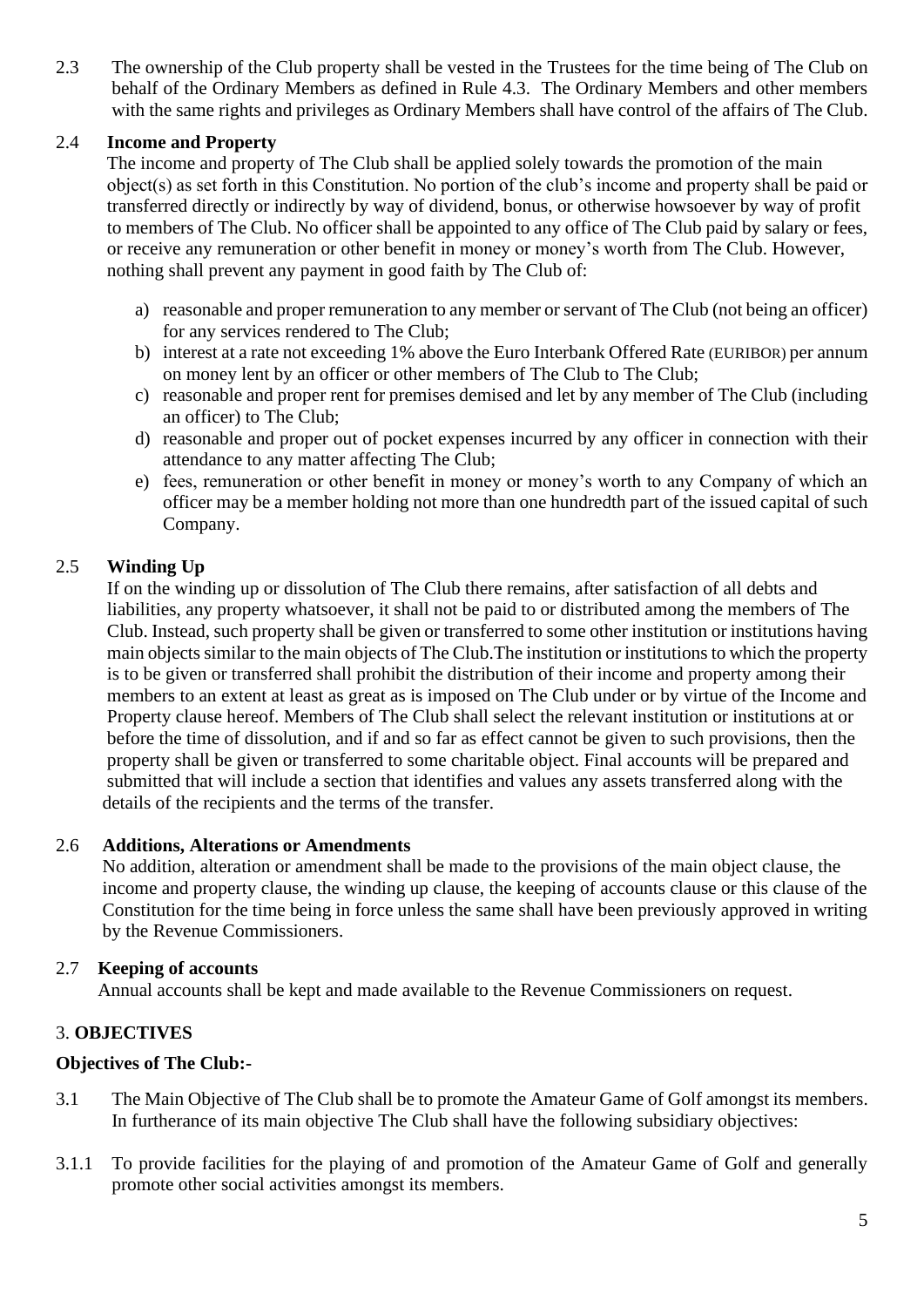2.3 The ownership of the Club property shall be vested in the Trustees for the time being of The Club on behalf of the Ordinary Members as defined in Rule 4.3. The Ordinary Members and other members with the same rights and privileges as Ordinary Members shall have control of the affairs of The Club.

### 2.4 Income and Property

The income and property of The Club shall be applied solely towards the promotion of the main object(s) as set forth in this Constitution. No portion of the club's income and property shall be paid or transferred directly or indirectly by way of dividend, bonus, or otherwise howsoever by way of profit to members of The Club. No officer shall be appointed to any office of The Club paid by salary or fees, or receive any remuneration or other benefit in money or money's worth from The Club. However, nothing shall prevent any payment in good faith by The Club of:

a) reasonable and proper remuneration to any member or servant of The Club (not being an officer) for any services rendered to The Club;
b) interest at a rate not exceeding 1% above the Euro Interbank Offered Rate (EURIBOR) per annum on money lent by an officer or other members of The Club to The Club;
c) reasonable and proper rent for premises demised and let by any member of The Club (including an officer) to The Club;
d) reasonable and proper out of pocket expenses incurred by any officer in connection with their attendance to any matter affecting The Club;
e) fees, remuneration or other benefit in money or money's worth to any Company of which an officer may be a member holding not more than one hundredth part of the issued capital of such Company.

### 2.5 Winding Up

If on the winding up or dissolution of The Club there remains, after satisfaction of all debts and liabilities, any property whatsoever, it shall not be paid to or distributed among the members of The Club. Instead, such property shall be given or transferred to some other institution or institutions having main objects similar to the main objects of The Club.The institution or institutions to which the property is to be given or transferred shall prohibit the distribution of their income and property among their members to an extent at least as great as is imposed on The Club under or by virtue of the Income and Property clause hereof. Members of The Club shall select the relevant institution or institutions at or before the time of dissolution, and if and so far as effect cannot be given to such provisions, then the property shall be given or transferred to some charitable object. Final accounts will be prepared and submitted that will include a section that identifies and values any assets transferred along with the details of the recipients and the terms of the transfer.

### 2.6 Additions, Alterations or Amendments

No addition, alteration or amendment shall be made to the provisions of the main object clause, the income and property clause, the winding up clause, the keeping of accounts clause or this clause of the Constitution for the time being in force unless the same shall have been previously approved in writing by the Revenue Commissioners.

### 2.7 Keeping of accounts

Annual accounts shall be kept and made available to the Revenue Commissioners on request.

## 3. OBJECTIVES

**Objectives of The Club:-**

3.1 The Main Objective of The Club shall be to promote the Amateur Game of Golf amongst its members. In furtherance of its main objective The Club shall have the following subsidiary objectives:

3.1.1 To provide facilities for the playing of and promotion of the Amateur Game of Golf and generally promote other social activities amongst its members.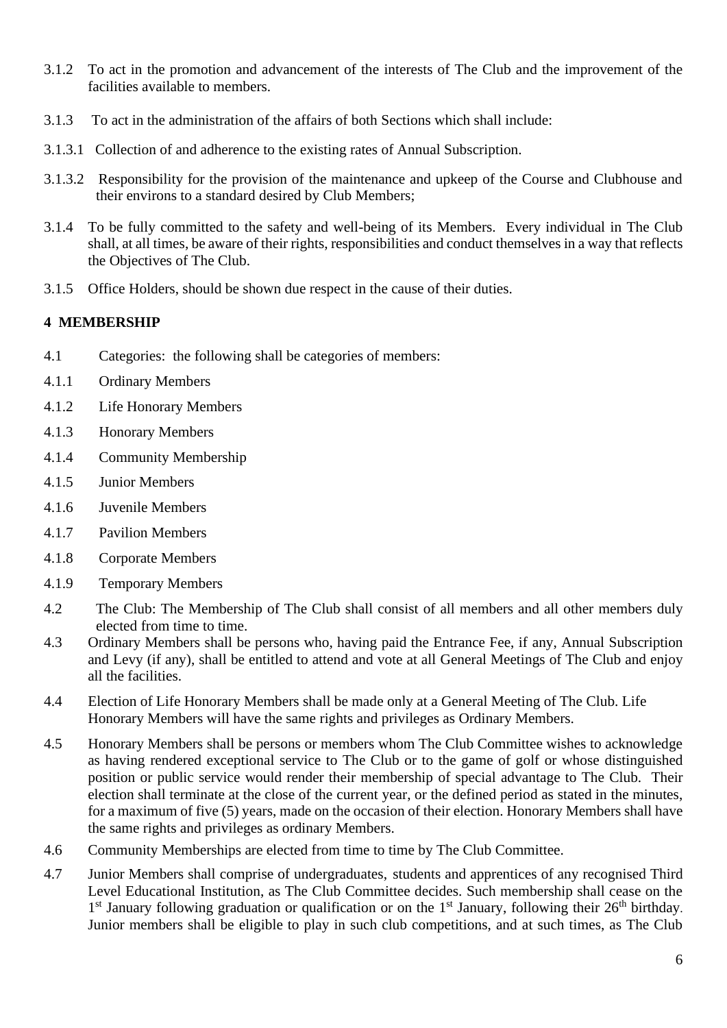3.1.2 To act in the promotion and advancement of the interests of The Club and the improvement of the facilities available to members.

3.1.3 To act in the administration of the affairs of both Sections which shall include:

3.1.3.1 Collection of and adherence to the existing rates of Annual Subscription.

3.1.3.2 Responsibility for the provision of the maintenance and upkeep of the Course and Clubhouse and their environs to a standard desired by Club Members;

3.1.4 To be fully committed to the safety and well-being of its Members. Every individual in The Club shall, at all times, be aware of their rights, responsibilities and conduct themselves in a way that reflects the Objectives of The Club.

3.1.5 Office Holders, should be shown due respect in the cause of their duties.

## 4 MEMBERSHIP

4.1 Categories: the following shall be categories of members:

4.1.1 Ordinary Members

4.1.2 Life Honorary Members

4.1.3 Honorary Members

4.1.4 Community Membership

4.1.5 Junior Members

4.1.6 Juvenile Members

4.1.7 Pavilion Members

4.1.8 Corporate Members

4.1.9 Temporary Members

4.2 The Club: The Membership of The Club shall consist of all members and all other members duly elected from time to time.

4.3 Ordinary Members shall be persons who, having paid the Entrance Fee, if any, Annual Subscription and Levy (if any), shall be entitled to attend and vote at all General Meetings of The Club and enjoy all the facilities.

4.4 Election of Life Honorary Members shall be made only at a General Meeting of The Club. Life Honorary Members will have the same rights and privileges as Ordinary Members.

4.5 Honorary Members shall be persons or members whom The Club Committee wishes to acknowledge as having rendered exceptional service to The Club or to the game of golf or whose distinguished position or public service would render their membership of special advantage to The Club. Their election shall terminate at the close of the current year, or the defined period as stated in the minutes, for a maximum of five (5) years, made on the occasion of their election. Honorary Members shall have the same rights and privileges as ordinary Members.

4.6 Community Memberships are elected from time to time by The Club Committee.

4.7 Junior Members shall comprise of undergraduates, students and apprentices of any recognised Third Level Educational Institution, as The Club Committee decides. Such membership shall cease on the 1st January following graduation or qualification or on the 1st January, following their 26th birthday. Junior members shall be eligible to play in such club competitions, and at such times, as The Club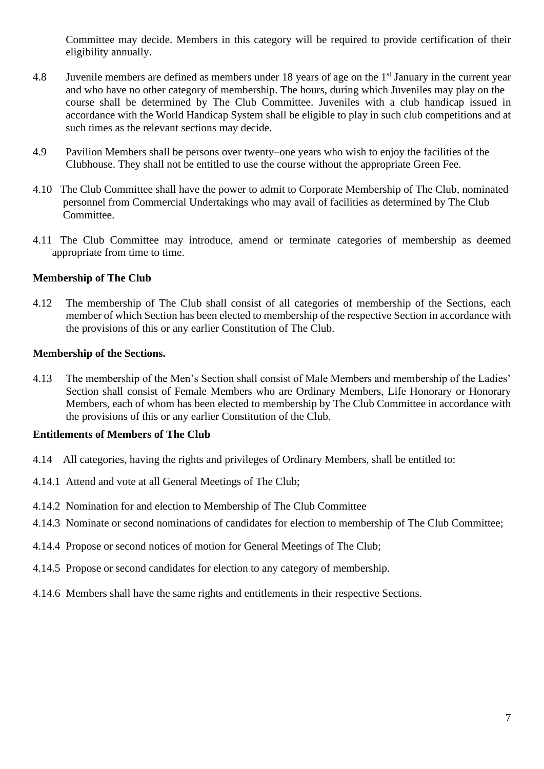Committee may decide. Members in this category will be required to provide certification of their eligibility annually.

4.8 Juvenile members are defined as members under 18 years of age on the 1st January in the current year and who have no other category of membership. The hours, during which Juveniles may play on the course shall be determined by The Club Committee. Juveniles with a club handicap issued in accordance with the World Handicap System shall be eligible to play in such club competitions and at such times as the relevant sections may decide.

4.9 Pavilion Members shall be persons over twenty–one years who wish to enjoy the facilities of the Clubhouse. They shall not be entitled to use the course without the appropriate Green Fee.

4.10 The Club Committee shall have the power to admit to Corporate Membership of The Club, nominated personnel from Commercial Undertakings who may avail of facilities as determined by The Club Committee.

4.11 The Club Committee may introduce, amend or terminate categories of membership as deemed appropriate from time to time.

**Membership of The Club**

4.12 The membership of The Club shall consist of all categories of membership of the Sections, each member of which Section has been elected to membership of the respective Section in accordance with the provisions of this or any earlier Constitution of The Club.

**Membership of the Sections.**

4.13 The membership of the Men's Section shall consist of Male Members and membership of the Ladies' Section shall consist of Female Members who are Ordinary Members, Life Honorary or Honorary Members, each of whom has been elected to membership by The Club Committee in accordance with the provisions of this or any earlier Constitution of the Club.

**Entitlements of Members of The Club**

4.14 All categories, having the rights and privileges of Ordinary Members, shall be entitled to:

4.14.1 Attend and vote at all General Meetings of The Club;

4.14.2 Nomination for and election to Membership of The Club Committee

4.14.3 Nominate or second nominations of candidates for election to membership of The Club Committee;

4.14.4 Propose or second notices of motion for General Meetings of The Club;

4.14.5 Propose or second candidates for election to any category of membership.

4.14.6 Members shall have the same rights and entitlements in their respective Sections.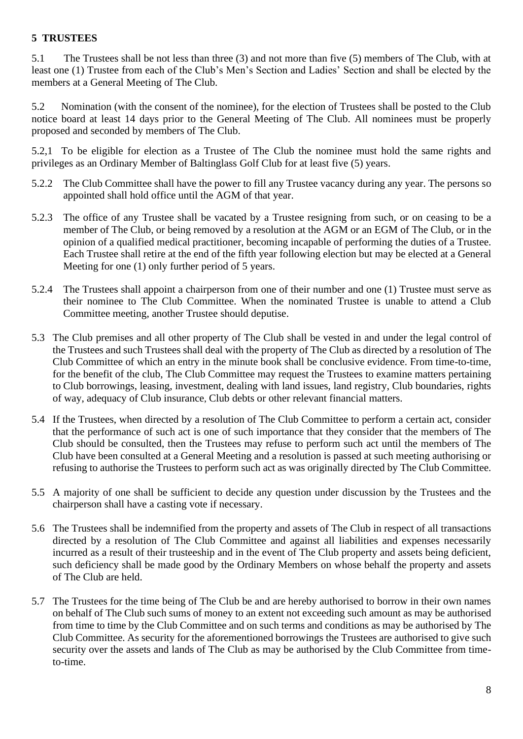## 5 TRUSTEES

5.1 The Trustees shall be not less than three (3) and not more than five (5) members of The Club, with at least one (1) Trustee from each of the Club's Men's Section and Ladies' Section and shall be elected by the members at a General Meeting of The Club.

5.2 Nomination (with the consent of the nominee), for the election of Trustees shall be posted to the Club notice board at least 14 days prior to the General Meeting of The Club. All nominees must be properly proposed and seconded by members of The Club.

5.2,1 To be eligible for election as a Trustee of The Club the nominee must hold the same rights and privileges as an Ordinary Member of Baltinglass Golf Club for at least five (5) years.

5.2.2 The Club Committee shall have the power to fill any Trustee vacancy during any year. The persons so appointed shall hold office until the AGM of that year.

5.2.3 The office of any Trustee shall be vacated by a Trustee resigning from such, or on ceasing to be a member of The Club, or being removed by a resolution at the AGM or an EGM of The Club, or in the opinion of a qualified medical practitioner, becoming incapable of performing the duties of a Trustee. Each Trustee shall retire at the end of the fifth year following election but may be elected at a General Meeting for one (1) only further period of 5 years.

5.2.4 The Trustees shall appoint a chairperson from one of their number and one (1) Trustee must serve as their nominee to The Club Committee. When the nominated Trustee is unable to attend a Club Committee meeting, another Trustee should deputise.

5.3 The Club premises and all other property of The Club shall be vested in and under the legal control of the Trustees and such Trustees shall deal with the property of The Club as directed by a resolution of The Club Committee of which an entry in the minute book shall be conclusive evidence. From time-to-time, for the benefit of the club, The Club Committee may request the Trustees to examine matters pertaining to Club borrowings, leasing, investment, dealing with land issues, land registry, Club boundaries, rights of way, adequacy of Club insurance, Club debts or other relevant financial matters.

5.4 If the Trustees, when directed by a resolution of The Club Committee to perform a certain act, consider that the performance of such act is one of such importance that they consider that the members of The Club should be consulted, then the Trustees may refuse to perform such act until the members of The Club have been consulted at a General Meeting and a resolution is passed at such meeting authorising or refusing to authorise the Trustees to perform such act as was originally directed by The Club Committee.

5.5 A majority of one shall be sufficient to decide any question under discussion by the Trustees and the chairperson shall have a casting vote if necessary.

5.6 The Trustees shall be indemnified from the property and assets of The Club in respect of all transactions directed by a resolution of The Club Committee and against all liabilities and expenses necessarily incurred as a result of their trusteeship and in the event of The Club property and assets being deficient, such deficiency shall be made good by the Ordinary Members on whose behalf the property and assets of The Club are held.

5.7 The Trustees for the time being of The Club be and are hereby authorised to borrow in their own names on behalf of The Club such sums of money to an extent not exceeding such amount as may be authorised from time to time by the Club Committee and on such terms and conditions as may be authorised by The Club Committee. As security for the aforementioned borrowings the Trustees are authorised to give such security over the assets and lands of The Club as may be authorised by the Club Committee from time-to-time.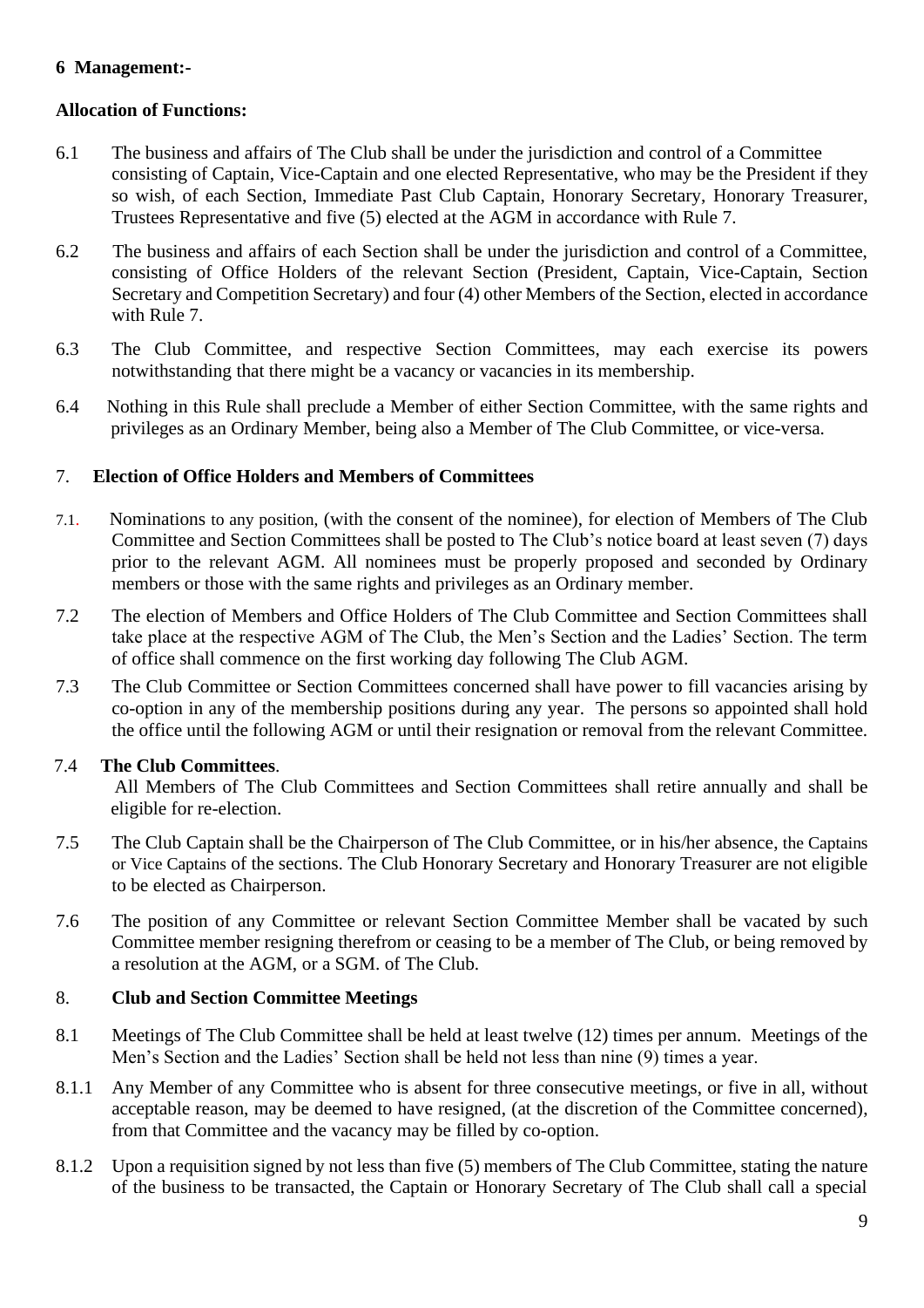## 6 Management:-

### Allocation of Functions:

6.1 The business and affairs of The Club shall be under the jurisdiction and control of a Committee consisting of Captain, Vice-Captain and one elected Representative, who may be the President if they so wish, of each Section, Immediate Past Club Captain, Honorary Secretary, Honorary Treasurer, Trustees Representative and five (5) elected at the AGM in accordance with Rule 7.

6.2 The business and affairs of each Section shall be under the jurisdiction and control of a Committee, consisting of Office Holders of the relevant Section (President, Captain, Vice-Captain, Section Secretary and Competition Secretary) and four (4) other Members of the Section, elected in accordance with Rule 7.

6.3 The Club Committee, and respective Section Committees, may each exercise its powers notwithstanding that there might be a vacancy or vacancies in its membership.

6.4 Nothing in this Rule shall preclude a Member of either Section Committee, with the same rights and privileges as an Ordinary Member, being also a Member of The Club Committee, or vice-versa.

## 7. Election of Office Holders and Members of Committees

7.1. Nominations to any position, (with the consent of the nominee), for election of Members of The Club Committee and Section Committees shall be posted to The Club's notice board at least seven (7) days prior to the relevant AGM. All nominees must be properly proposed and seconded by Ordinary members or those with the same rights and privileges as an Ordinary member.

7.2 The election of Members and Office Holders of The Club Committee and Section Committees shall take place at the respective AGM of The Club, the Men's Section and the Ladies' Section. The term of office shall commence on the first working day following The Club AGM.

7.3 The Club Committee or Section Committees concerned shall have power to fill vacancies arising by co-option in any of the membership positions during any year. The persons so appointed shall hold the office until the following AGM or until their resignation or removal from the relevant Committee.

7.4 **The Club Committees**.
All Members of The Club Committees and Section Committees shall retire annually and shall be eligible for re-election.

7.5 The Club Captain shall be the Chairperson of The Club Committee, or in his/her absence, the Captains or Vice Captains of the sections. The Club Honorary Secretary and Honorary Treasurer are not eligible to be elected as Chairperson.

7.6 The position of any Committee or relevant Section Committee Member shall be vacated by such Committee member resigning therefrom or ceasing to be a member of The Club, or being removed by a resolution at the AGM, or a SGM. of The Club.

## 8. Club and Section Committee Meetings

8.1 Meetings of The Club Committee shall be held at least twelve (12) times per annum. Meetings of the Men's Section and the Ladies' Section shall be held not less than nine (9) times a year.

8.1.1 Any Member of any Committee who is absent for three consecutive meetings, or five in all, without acceptable reason, may be deemed to have resigned, (at the discretion of the Committee concerned), from that Committee and the vacancy may be filled by co-option.

8.1.2 Upon a requisition signed by not less than five (5) members of The Club Committee, stating the nature of the business to be transacted, the Captain or Honorary Secretary of The Club shall call a special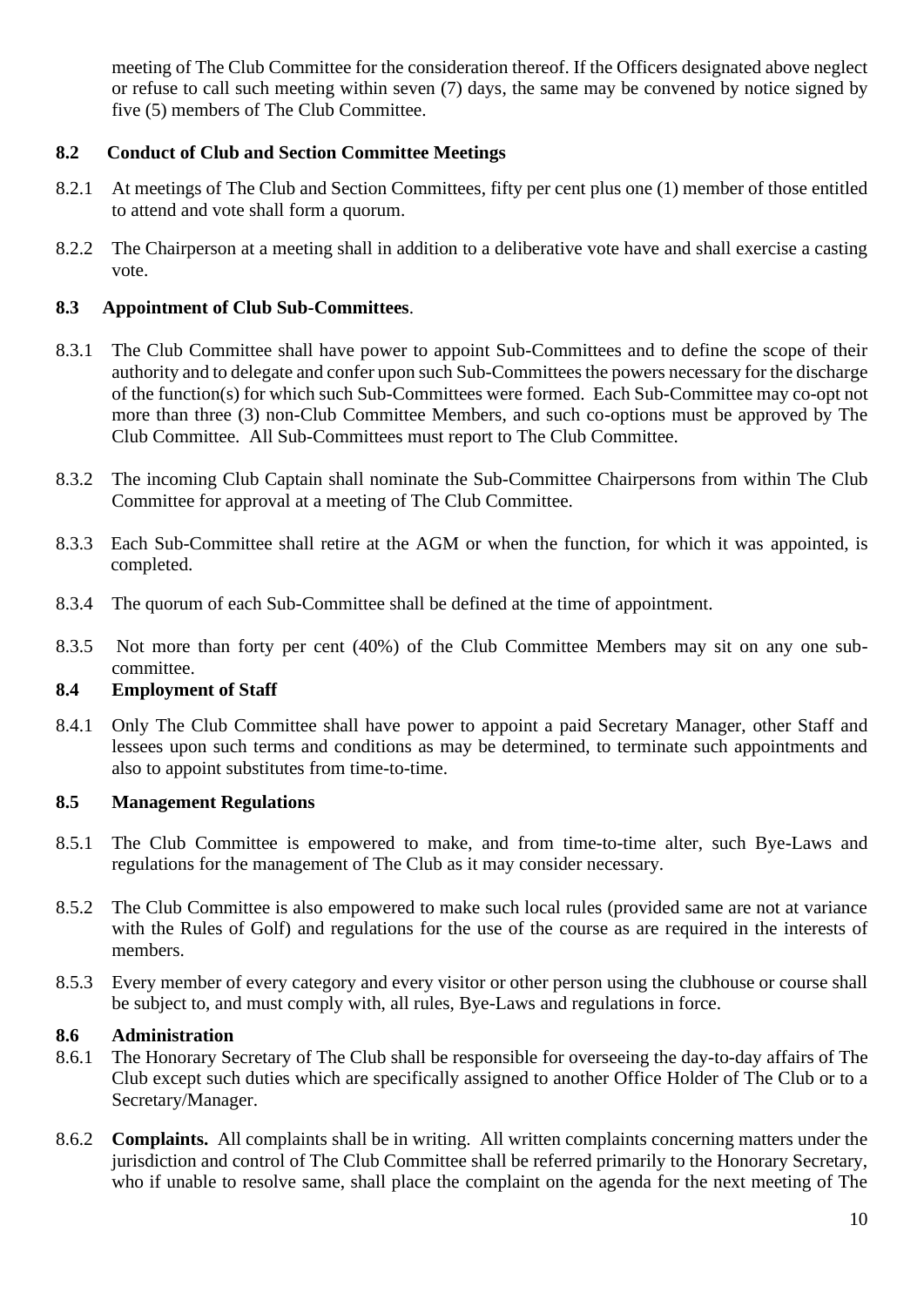meeting of The Club Committee for the consideration thereof. If the Officers designated above neglect or refuse to call such meeting within seven (7) days, the same may be convened by notice signed by five (5) members of The Club Committee.

### 8.2 Conduct of Club and Section Committee Meetings

8.2.1 At meetings of The Club and Section Committees, fifty per cent plus one (1) member of those entitled to attend and vote shall form a quorum.

8.2.2 The Chairperson at a meeting shall in addition to a deliberative vote have and shall exercise a casting vote.

### 8.3 Appointment of Club Sub-Committees.

8.3.1 The Club Committee shall have power to appoint Sub-Committees and to define the scope of their authority and to delegate and confer upon such Sub-Committees the powers necessary for the discharge of the function(s) for which such Sub-Committees were formed. Each Sub-Committee may co-opt not more than three (3) non-Club Committee Members, and such co-options must be approved by The Club Committee. All Sub-Committees must report to The Club Committee.

8.3.2 The incoming Club Captain shall nominate the Sub-Committee Chairpersons from within The Club Committee for approval at a meeting of The Club Committee.

8.3.3 Each Sub-Committee shall retire at the AGM or when the function, for which it was appointed, is completed.

8.3.4 The quorum of each Sub-Committee shall be defined at the time of appointment.

8.3.5 Not more than forty per cent (40%) of the Club Committee Members may sit on any one sub-committee.

### 8.4 Employment of Staff

8.4.1 Only The Club Committee shall have power to appoint a paid Secretary Manager, other Staff and lessees upon such terms and conditions as may be determined, to terminate such appointments and also to appoint substitutes from time-to-time.

### 8.5 Management Regulations

8.5.1 The Club Committee is empowered to make, and from time-to-time alter, such Bye-Laws and regulations for the management of The Club as it may consider necessary.

8.5.2 The Club Committee is also empowered to make such local rules (provided same are not at variance with the Rules of Golf) and regulations for the use of the course as are required in the interests of members.

8.5.3 Every member of every category and every visitor or other person using the clubhouse or course shall be subject to, and must comply with, all rules, Bye-Laws and regulations in force.

### 8.6 Administration

8.6.1 The Honorary Secretary of The Club shall be responsible for overseeing the day-to-day affairs of The Club except such duties which are specifically assigned to another Office Holder of The Club or to a Secretary/Manager.

8.6.2 **Complaints.** All complaints shall be in writing. All written complaints concerning matters under the jurisdiction and control of The Club Committee shall be referred primarily to the Honorary Secretary, who if unable to resolve same, shall place the complaint on the agenda for the next meeting of The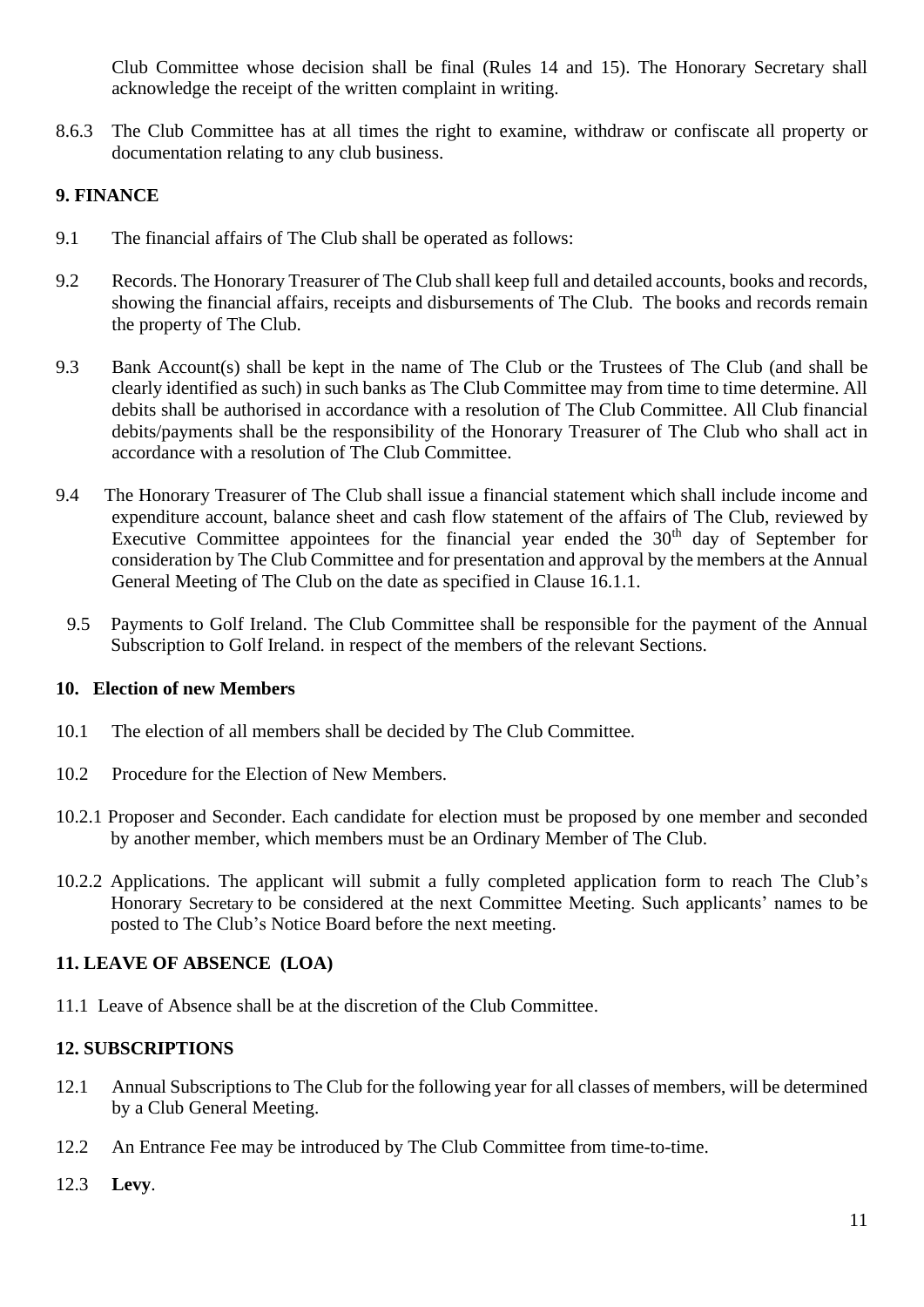Club Committee whose decision shall be final (Rules 14 and 15). The Honorary Secretary shall acknowledge the receipt of the written complaint in writing.

8.6.3 The Club Committee has at all times the right to examine, withdraw or confiscate all property or documentation relating to any club business.

## 9. FINANCE

9.1 The financial affairs of The Club shall be operated as follows:

9.2 Records. The Honorary Treasurer of The Club shall keep full and detailed accounts, books and records, showing the financial affairs, receipts and disbursements of The Club. The books and records remain the property of The Club.

9.3 Bank Account(s) shall be kept in the name of The Club or the Trustees of The Club (and shall be clearly identified as such) in such banks as The Club Committee may from time to time determine. All debits shall be authorised in accordance with a resolution of The Club Committee. All Club financial debits/payments shall be the responsibility of the Honorary Treasurer of The Club who shall act in accordance with a resolution of The Club Committee.

9.4 The Honorary Treasurer of The Club shall issue a financial statement which shall include income and expenditure account, balance sheet and cash flow statement of the affairs of The Club, reviewed by Executive Committee appointees for the financial year ended the 30th day of September for consideration by The Club Committee and for presentation and approval by the members at the Annual General Meeting of The Club on the date as specified in Clause 16.1.1.

9.5 Payments to Golf Ireland. The Club Committee shall be responsible for the payment of the Annual Subscription to Golf Ireland. in respect of the members of the relevant Sections.

## 10. Election of new Members

10.1 The election of all members shall be decided by The Club Committee.

10.2 Procedure for the Election of New Members.

10.2.1 Proposer and Seconder. Each candidate for election must be proposed by one member and seconded by another member, which members must be an Ordinary Member of The Club.

10.2.2 Applications. The applicant will submit a fully completed application form to reach The Club's Honorary Secretary to be considered at the next Committee Meeting. Such applicants' names to be posted to The Club's Notice Board before the next meeting.

## 11. LEAVE OF ABSENCE (LOA)

11.1 Leave of Absence shall be at the discretion of the Club Committee.

## 12. SUBSCRIPTIONS

12.1 Annual Subscriptions to The Club for the following year for all classes of members, will be determined by a Club General Meeting.

12.2 An Entrance Fee may be introduced by The Club Committee from time-to-time.

12.3 **Levy**.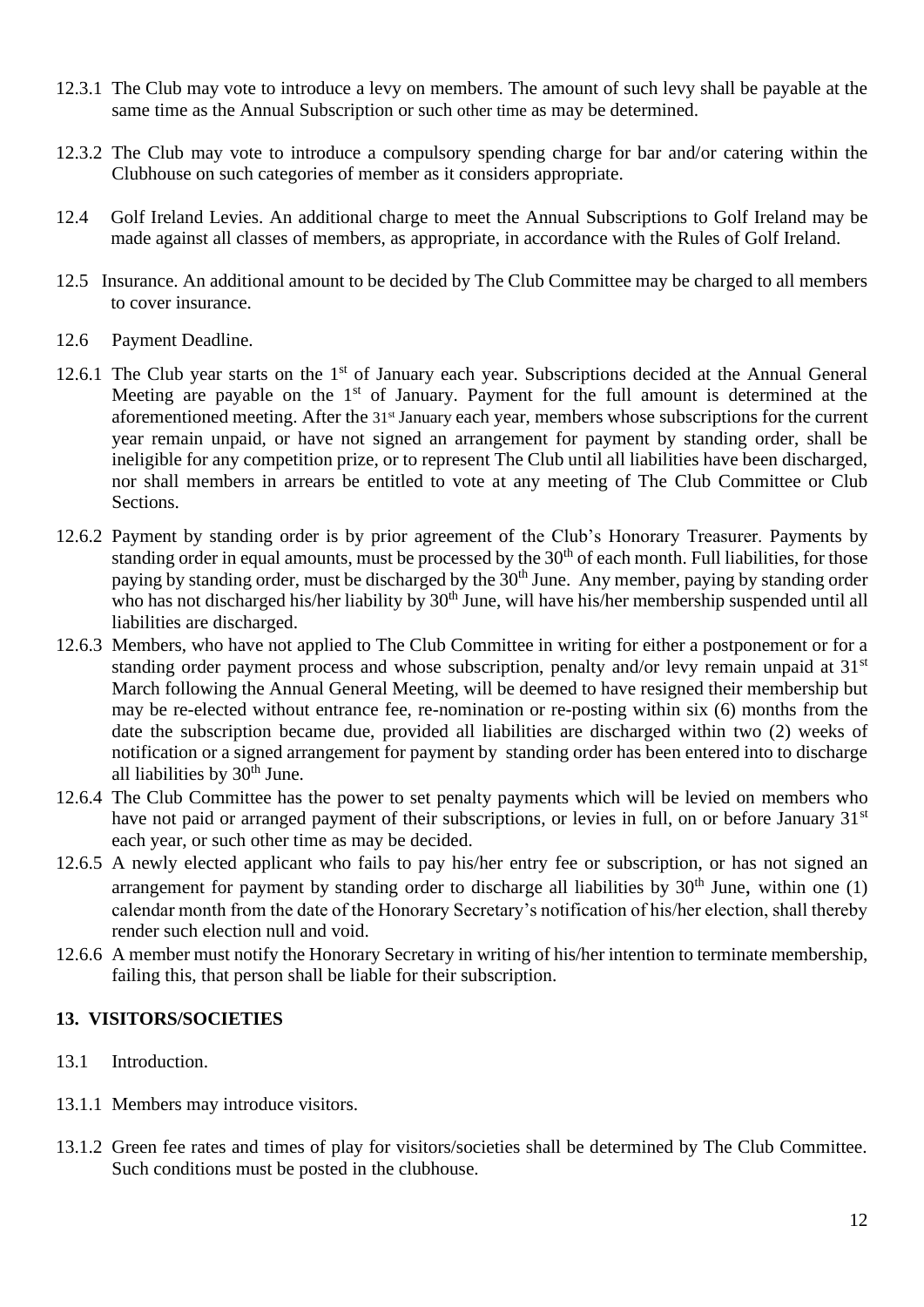12.3.1 The Club may vote to introduce a levy on members. The amount of such levy shall be payable at the same time as the Annual Subscription or such other time as may be determined.

12.3.2 The Club may vote to introduce a compulsory spending charge for bar and/or catering within the Clubhouse on such categories of member as it considers appropriate.

12.4 Golf Ireland Levies. An additional charge to meet the Annual Subscriptions to Golf Ireland may be made against all classes of members, as appropriate, in accordance with the Rules of Golf Ireland.

12.5 Insurance. An additional amount to be decided by The Club Committee may be charged to all members to cover insurance.

12.6 Payment Deadline.

12.6.1 The Club year starts on the 1st of January each year. Subscriptions decided at the Annual General Meeting are payable on the 1st of January. Payment for the full amount is determined at the aforementioned meeting. After the 31st January each year, members whose subscriptions for the current year remain unpaid, or have not signed an arrangement for payment by standing order, shall be ineligible for any competition prize, or to represent The Club until all liabilities have been discharged, nor shall members in arrears be entitled to vote at any meeting of The Club Committee or Club Sections.

12.6.2 Payment by standing order is by prior agreement of the Club's Honorary Treasurer. Payments by standing order in equal amounts, must be processed by the 30th of each month. Full liabilities, for those paying by standing order, must be discharged by the 30th June. Any member, paying by standing order who has not discharged his/her liability by 30th June, will have his/her membership suspended until all liabilities are discharged.

12.6.3 Members, who have not applied to The Club Committee in writing for either a postponement or for a standing order payment process and whose subscription, penalty and/or levy remain unpaid at 31st March following the Annual General Meeting, will be deemed to have resigned their membership but may be re-elected without entrance fee, re-nomination or re-posting within six (6) months from the date the subscription became due, provided all liabilities are discharged within two (2) weeks of notification or a signed arrangement for payment by standing order has been entered into to discharge all liabilities by 30th June.

12.6.4 The Club Committee has the power to set penalty payments which will be levied on members who have not paid or arranged payment of their subscriptions, or levies in full, on or before January 31st each year, or such other time as may be decided.

12.6.5 A newly elected applicant who fails to pay his/her entry fee or subscription, or has not signed an arrangement for payment by standing order to discharge all liabilities by 30th June, within one (1) calendar month from the date of the Honorary Secretary's notification of his/her election, shall thereby render such election null and void.

12.6.6 A member must notify the Honorary Secretary in writing of his/her intention to terminate membership, failing this, that person shall be liable for their subscription.

## 13. VISITORS/SOCIETIES

13.1 Introduction.

13.1.1 Members may introduce visitors.

13.1.2 Green fee rates and times of play for visitors/societies shall be determined by The Club Committee. Such conditions must be posted in the clubhouse.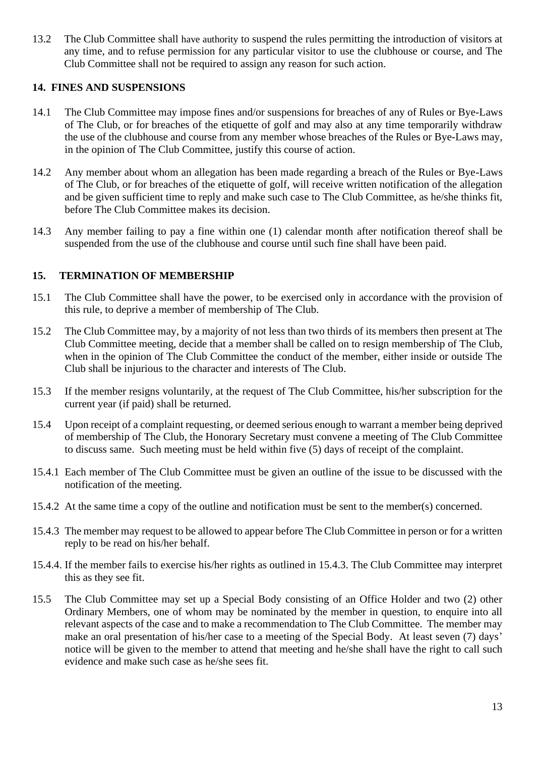13.2 The Club Committee shall have authority to suspend the rules permitting the introduction of visitors at any time, and to refuse permission for any particular visitor to use the clubhouse or course, and The Club Committee shall not be required to assign any reason for such action.

## 14. FINES AND SUSPENSIONS

14.1 The Club Committee may impose fines and/or suspensions for breaches of any of Rules or Bye-Laws of The Club, or for breaches of the etiquette of golf and may also at any time temporarily withdraw the use of the clubhouse and course from any member whose breaches of the Rules or Bye-Laws may, in the opinion of The Club Committee, justify this course of action.

14.2 Any member about whom an allegation has been made regarding a breach of the Rules or Bye-Laws of The Club, or for breaches of the etiquette of golf, will receive written notification of the allegation and be given sufficient time to reply and make such case to The Club Committee, as he/she thinks fit, before The Club Committee makes its decision.

14.3 Any member failing to pay a fine within one (1) calendar month after notification thereof shall be suspended from the use of the clubhouse and course until such fine shall have been paid.

## 15. TERMINATION OF MEMBERSHIP

15.1 The Club Committee shall have the power, to be exercised only in accordance with the provision of this rule, to deprive a member of membership of The Club.

15.2 The Club Committee may, by a majority of not less than two thirds of its members then present at The Club Committee meeting, decide that a member shall be called on to resign membership of The Club, when in the opinion of The Club Committee the conduct of the member, either inside or outside The Club shall be injurious to the character and interests of The Club.

15.3 If the member resigns voluntarily, at the request of The Club Committee, his/her subscription for the current year (if paid) shall be returned.

15.4 Upon receipt of a complaint requesting, or deemed serious enough to warrant a member being deprived of membership of The Club, the Honorary Secretary must convene a meeting of The Club Committee to discuss same. Such meeting must be held within five (5) days of receipt of the complaint.

15.4.1 Each member of The Club Committee must be given an outline of the issue to be discussed with the notification of the meeting.

15.4.2 At the same time a copy of the outline and notification must be sent to the member(s) concerned.

15.4.3 The member may request to be allowed to appear before The Club Committee in person or for a written reply to be read on his/her behalf.

15.4.4. If the member fails to exercise his/her rights as outlined in 15.4.3. The Club Committee may interpret this as they see fit.

15.5 The Club Committee may set up a Special Body consisting of an Office Holder and two (2) other Ordinary Members, one of whom may be nominated by the member in question, to enquire into all relevant aspects of the case and to make a recommendation to The Club Committee. The member may make an oral presentation of his/her case to a meeting of the Special Body. At least seven (7) days' notice will be given to the member to attend that meeting and he/she shall have the right to call such evidence and make such case as he/she sees fit.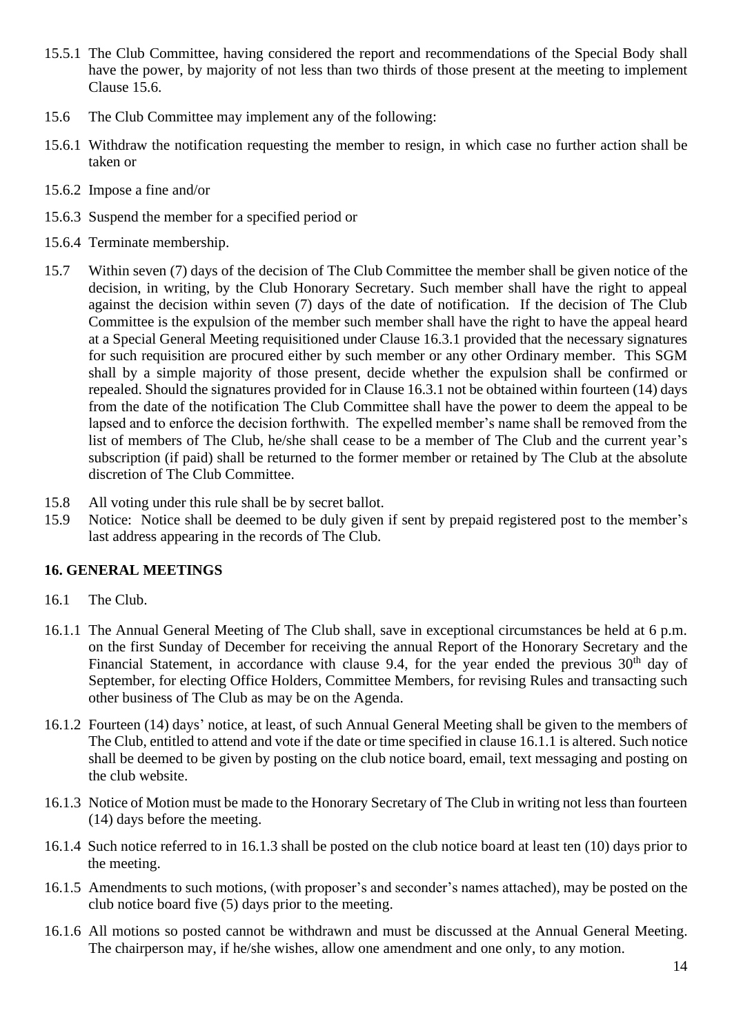15.5.1 The Club Committee, having considered the report and recommendations of the Special Body shall have the power, by majority of not less than two thirds of those present at the meeting to implement Clause 15.6.

15.6 The Club Committee may implement any of the following:

15.6.1 Withdraw the notification requesting the member to resign, in which case no further action shall be taken or

15.6.2 Impose a fine and/or

15.6.3 Suspend the member for a specified period or

15.6.4 Terminate membership.

15.7 Within seven (7) days of the decision of The Club Committee the member shall be given notice of the decision, in writing, by the Club Honorary Secretary. Such member shall have the right to appeal against the decision within seven (7) days of the date of notification. If the decision of The Club Committee is the expulsion of the member such member shall have the right to have the appeal heard at a Special General Meeting requisitioned under Clause 16.3.1 provided that the necessary signatures for such requisition are procured either by such member or any other Ordinary member. This SGM shall by a simple majority of those present, decide whether the expulsion shall be confirmed or repealed. Should the signatures provided for in Clause 16.3.1 not be obtained within fourteen (14) days from the date of the notification The Club Committee shall have the power to deem the appeal to be lapsed and to enforce the decision forthwith. The expelled member's name shall be removed from the list of members of The Club, he/she shall cease to be a member of The Club and the current year's subscription (if paid) shall be returned to the former member or retained by The Club at the absolute discretion of The Club Committee.

15.8 All voting under this rule shall be by secret ballot.

15.9 Notice: Notice shall be deemed to be duly given if sent by prepaid registered post to the member's last address appearing in the records of The Club.

## 16. GENERAL MEETINGS

16.1 The Club.

16.1.1 The Annual General Meeting of The Club shall, save in exceptional circumstances be held at 6 p.m. on the first Sunday of December for receiving the annual Report of the Honorary Secretary and the Financial Statement, in accordance with clause 9.4, for the year ended the previous 30th day of September, for electing Office Holders, Committee Members, for revising Rules and transacting such other business of The Club as may be on the Agenda.

16.1.2 Fourteen (14) days' notice, at least, of such Annual General Meeting shall be given to the members of The Club, entitled to attend and vote if the date or time specified in clause 16.1.1 is altered. Such notice shall be deemed to be given by posting on the club notice board, email, text messaging and posting on the club website.

16.1.3 Notice of Motion must be made to the Honorary Secretary of The Club in writing not less than fourteen (14) days before the meeting.

16.1.4 Such notice referred to in 16.1.3 shall be posted on the club notice board at least ten (10) days prior to the meeting.

16.1.5 Amendments to such motions, (with proposer's and seconder's names attached), may be posted on the club notice board five (5) days prior to the meeting.

16.1.6 All motions so posted cannot be withdrawn and must be discussed at the Annual General Meeting. The chairperson may, if he/she wishes, allow one amendment and one only, to any motion.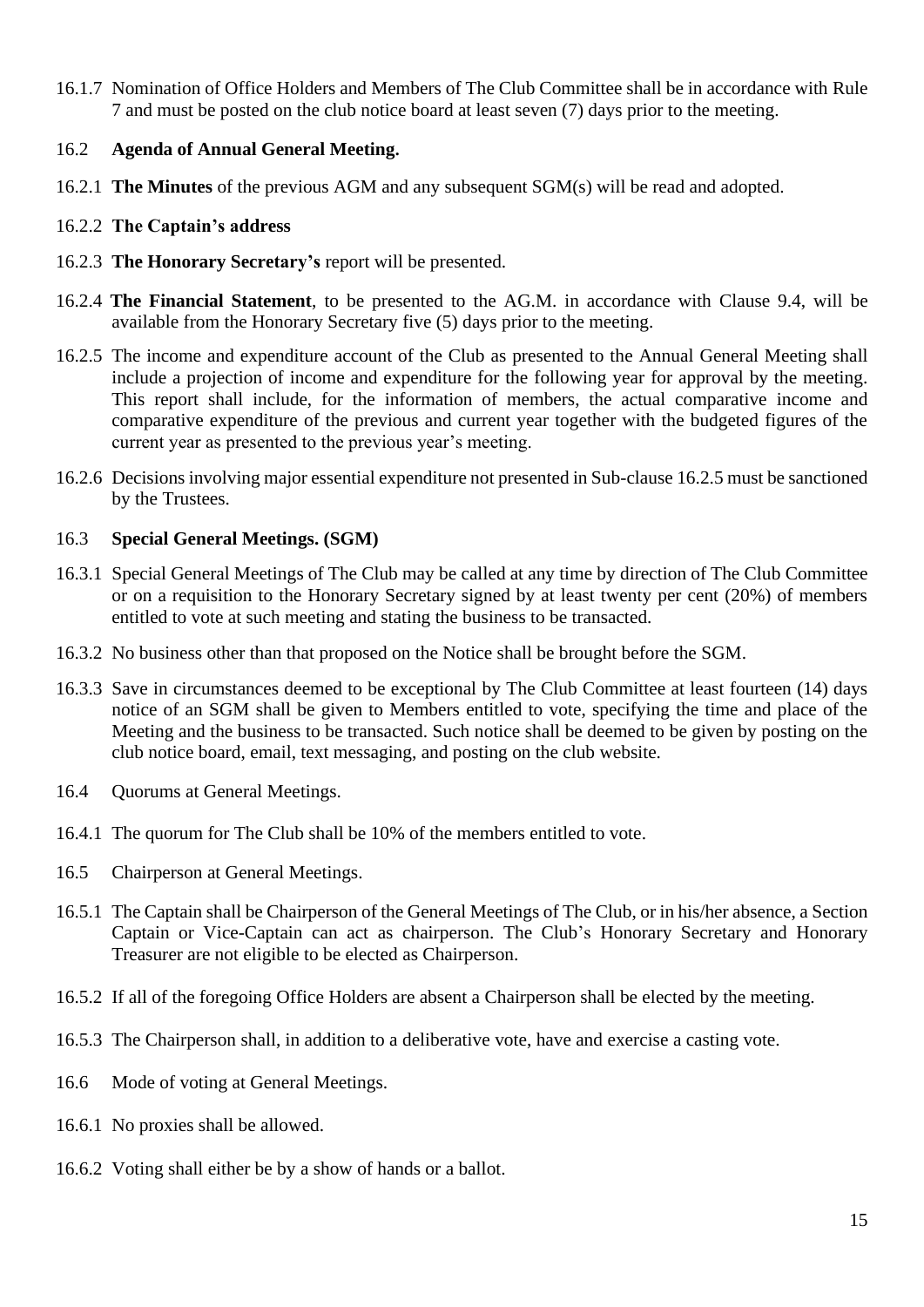16.1.7 Nomination of Office Holders and Members of The Club Committee shall be in accordance with Rule 7 and must be posted on the club notice board at least seven (7) days prior to the meeting.

16.2 **Agenda of Annual General Meeting.**

16.2.1 **The Minutes** of the previous AGM and any subsequent SGM(s) will be read and adopted.

16.2.2 **The Captain's address**

16.2.3 **The Honorary Secretary's** report will be presented.

16.2.4 **The Financial Statement**, to be presented to the AG.M. in accordance with Clause 9.4, will be available from the Honorary Secretary five (5) days prior to the meeting.

16.2.5 The income and expenditure account of the Club as presented to the Annual General Meeting shall include a projection of income and expenditure for the following year for approval by the meeting. This report shall include, for the information of members, the actual comparative income and comparative expenditure of the previous and current year together with the budgeted figures of the current year as presented to the previous year's meeting.

16.2.6 Decisions involving major essential expenditure not presented in Sub-clause 16.2.5 must be sanctioned by the Trustees.

16.3 **Special General Meetings. (SGM)**

16.3.1 Special General Meetings of The Club may be called at any time by direction of The Club Committee or on a requisition to the Honorary Secretary signed by at least twenty per cent (20%) of members entitled to vote at such meeting and stating the business to be transacted.

16.3.2 No business other than that proposed on the Notice shall be brought before the SGM.

16.3.3 Save in circumstances deemed to be exceptional by The Club Committee at least fourteen (14) days notice of an SGM shall be given to Members entitled to vote, specifying the time and place of the Meeting and the business to be transacted. Such notice shall be deemed to be given by posting on the club notice board, email, text messaging, and posting on the club website.

16.4 Quorums at General Meetings.

16.4.1 The quorum for The Club shall be 10% of the members entitled to vote.

16.5 Chairperson at General Meetings.

16.5.1 The Captain shall be Chairperson of the General Meetings of The Club, or in his/her absence, a Section Captain or Vice-Captain can act as chairperson. The Club's Honorary Secretary and Honorary Treasurer are not eligible to be elected as Chairperson.

16.5.2 If all of the foregoing Office Holders are absent a Chairperson shall be elected by the meeting.

16.5.3 The Chairperson shall, in addition to a deliberative vote, have and exercise a casting vote.

16.6 Mode of voting at General Meetings.

16.6.1 No proxies shall be allowed.

16.6.2 Voting shall either be by a show of hands or a ballot.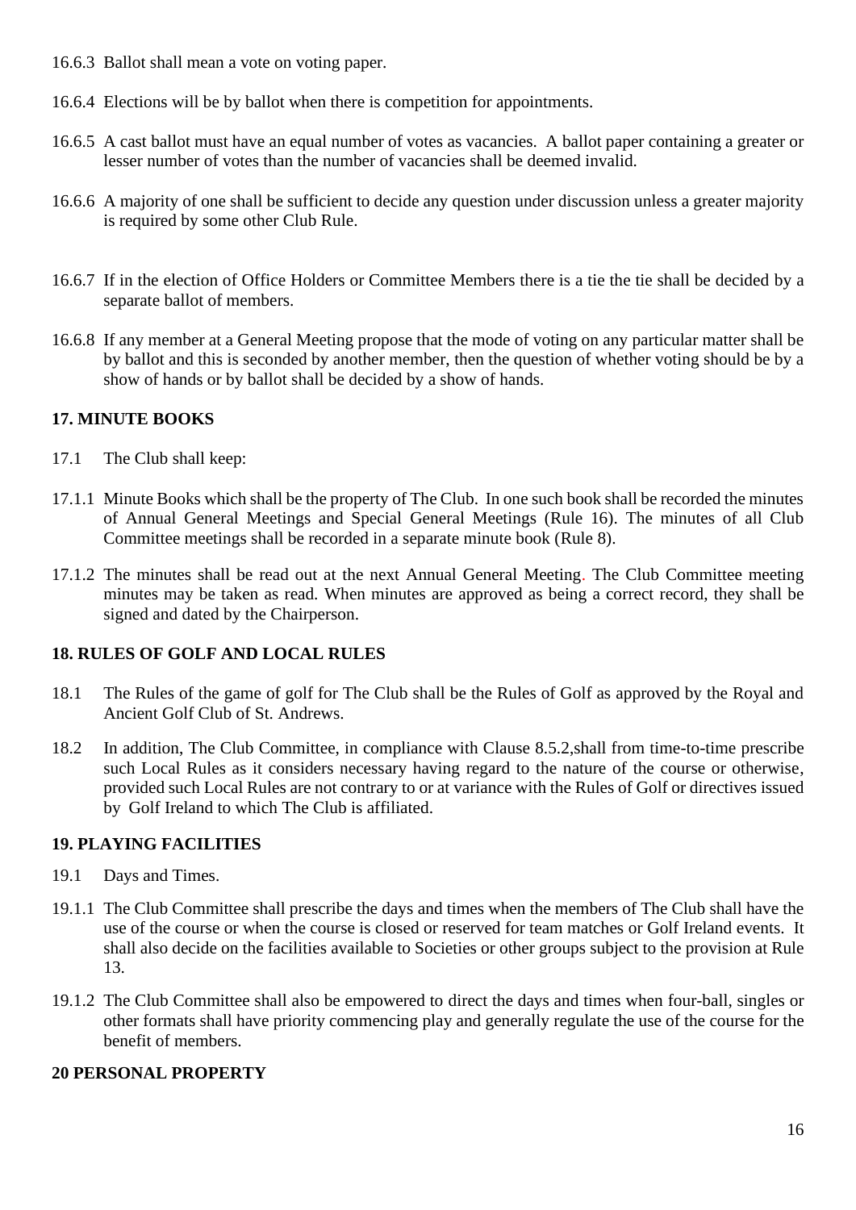16.6.3 Ballot shall mean a vote on voting paper.

16.6.4 Elections will be by ballot when there is competition for appointments.

16.6.5 A cast ballot must have an equal number of votes as vacancies. A ballot paper containing a greater or lesser number of votes than the number of vacancies shall be deemed invalid.

16.6.6 A majority of one shall be sufficient to decide any question under discussion unless a greater majority is required by some other Club Rule.

16.6.7 If in the election of Office Holders or Committee Members there is a tie the tie shall be decided by a separate ballot of members.

16.6.8 If any member at a General Meeting propose that the mode of voting on any particular matter shall be by ballot and this is seconded by another member, then the question of whether voting should be by a show of hands or by ballot shall be decided by a show of hands.

## 17. MINUTE BOOKS

17.1 The Club shall keep:

17.1.1 Minute Books which shall be the property of The Club. In one such book shall be recorded the minutes of Annual General Meetings and Special General Meetings (Rule 16). The minutes of all Club Committee meetings shall be recorded in a separate minute book (Rule 8).

17.1.2 The minutes shall be read out at the next Annual General Meeting. The Club Committee meeting minutes may be taken as read. When minutes are approved as being a correct record, they shall be signed and dated by the Chairperson.

## 18. RULES OF GOLF AND LOCAL RULES

18.1 The Rules of the game of golf for The Club shall be the Rules of Golf as approved by the Royal and Ancient Golf Club of St. Andrews.

18.2 In addition, The Club Committee, in compliance with Clause 8.5.2,shall from time-to-time prescribe such Local Rules as it considers necessary having regard to the nature of the course or otherwise, provided such Local Rules are not contrary to or at variance with the Rules of Golf or directives issued by Golf Ireland to which The Club is affiliated.

## 19. PLAYING FACILITIES

19.1 Days and Times.

19.1.1 The Club Committee shall prescribe the days and times when the members of The Club shall have the use of the course or when the course is closed or reserved for team matches or Golf Ireland events. It shall also decide on the facilities available to Societies or other groups subject to the provision at Rule 13.

19.1.2 The Club Committee shall also be empowered to direct the days and times when four-ball, singles or other formats shall have priority commencing play and generally regulate the use of the course for the benefit of members.

## 20 PERSONAL PROPERTY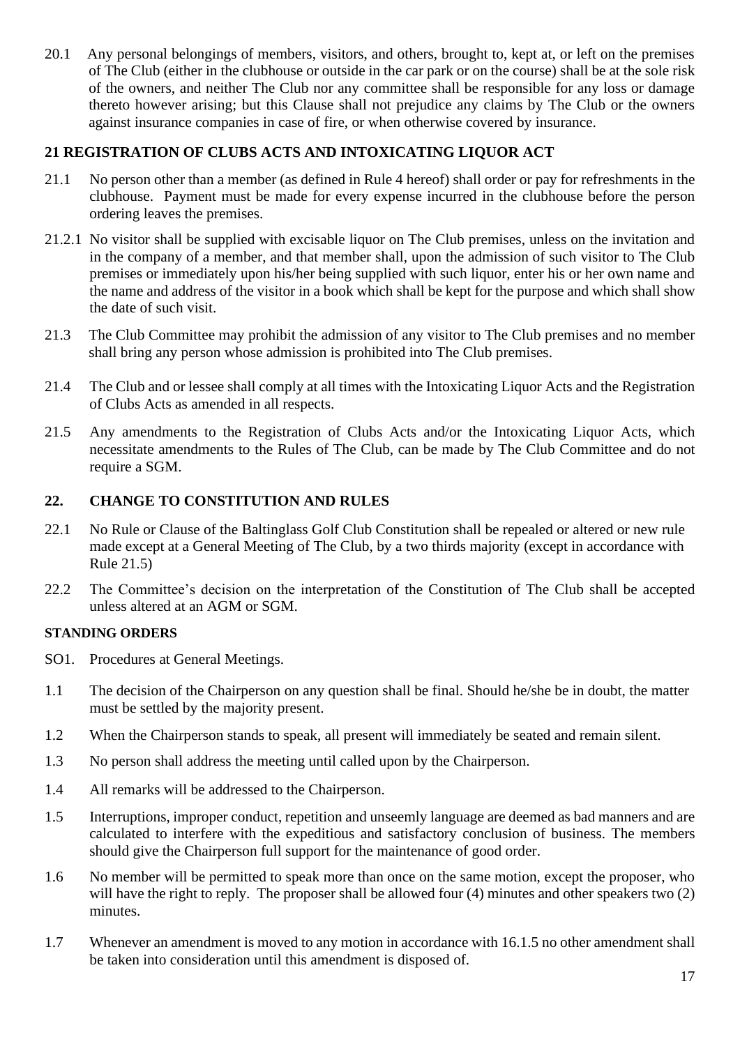20.1 Any personal belongings of members, visitors, and others, brought to, kept at, or left on the premises of The Club (either in the clubhouse or outside in the car park or on the course) shall be at the sole risk of the owners, and neither The Club nor any committee shall be responsible for any loss or damage thereto however arising; but this Clause shall not prejudice any claims by The Club or the owners against insurance companies in case of fire, or when otherwise covered by insurance.

## 21 REGISTRATION OF CLUBS ACTS AND INTOXICATING LIQUOR ACT

21.1 No person other than a member (as defined in Rule 4 hereof) shall order or pay for refreshments in the clubhouse. Payment must be made for every expense incurred in the clubhouse before the person ordering leaves the premises.

21.2.1 No visitor shall be supplied with excisable liquor on The Club premises, unless on the invitation and in the company of a member, and that member shall, upon the admission of such visitor to The Club premises or immediately upon his/her being supplied with such liquor, enter his or her own name and the name and address of the visitor in a book which shall be kept for the purpose and which shall show the date of such visit.

21.3 The Club Committee may prohibit the admission of any visitor to The Club premises and no member shall bring any person whose admission is prohibited into The Club premises.

21.4 The Club and or lessee shall comply at all times with the Intoxicating Liquor Acts and the Registration of Clubs Acts as amended in all respects.

21.5 Any amendments to the Registration of Clubs Acts and/or the Intoxicating Liquor Acts, which necessitate amendments to the Rules of The Club, can be made by The Club Committee and do not require a SGM.

## 22. CHANGE TO CONSTITUTION AND RULES

22.1 No Rule or Clause of the Baltinglass Golf Club Constitution shall be repealed or altered or new rule made except at a General Meeting of The Club, by a two thirds majority (except in accordance with Rule 21.5)

22.2 The Committee's decision on the interpretation of the Constitution of The Club shall be accepted unless altered at an AGM or SGM.

### STANDING ORDERS

SO1. Procedures at General Meetings.

1.1 The decision of the Chairperson on any question shall be final. Should he/she be in doubt, the matter must be settled by the majority present.

1.2 When the Chairperson stands to speak, all present will immediately be seated and remain silent.

1.3 No person shall address the meeting until called upon by the Chairperson.

1.4 All remarks will be addressed to the Chairperson.

1.5 Interruptions, improper conduct, repetition and unseemly language are deemed as bad manners and are calculated to interfere with the expeditious and satisfactory conclusion of business. The members should give the Chairperson full support for the maintenance of good order.

1.6 No member will be permitted to speak more than once on the same motion, except the proposer, who will have the right to reply. The proposer shall be allowed four (4) minutes and other speakers two (2) minutes.

1.7 Whenever an amendment is moved to any motion in accordance with 16.1.5 no other amendment shall be taken into consideration until this amendment is disposed of.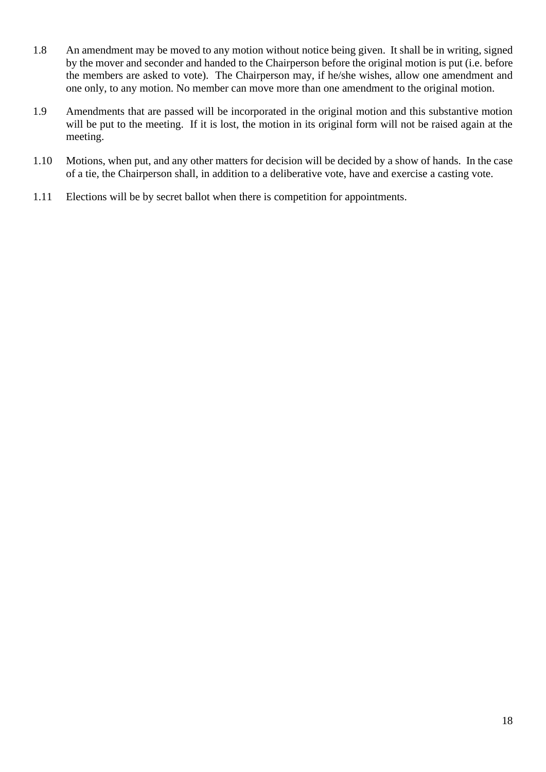1.8 An amendment may be moved to any motion without notice being given. It shall be in writing, signed by the mover and seconder and handed to the Chairperson before the original motion is put (i.e. before the members are asked to vote). The Chairperson may, if he/she wishes, allow one amendment and one only, to any motion. No member can move more than one amendment to the original motion.

1.9 Amendments that are passed will be incorporated in the original motion and this substantive motion will be put to the meeting. If it is lost, the motion in its original form will not be raised again at the meeting.

1.10 Motions, when put, and any other matters for decision will be decided by a show of hands. In the case of a tie, the Chairperson shall, in addition to a deliberative vote, have and exercise a casting vote.

1.11 Elections will be by secret ballot when there is competition for appointments.